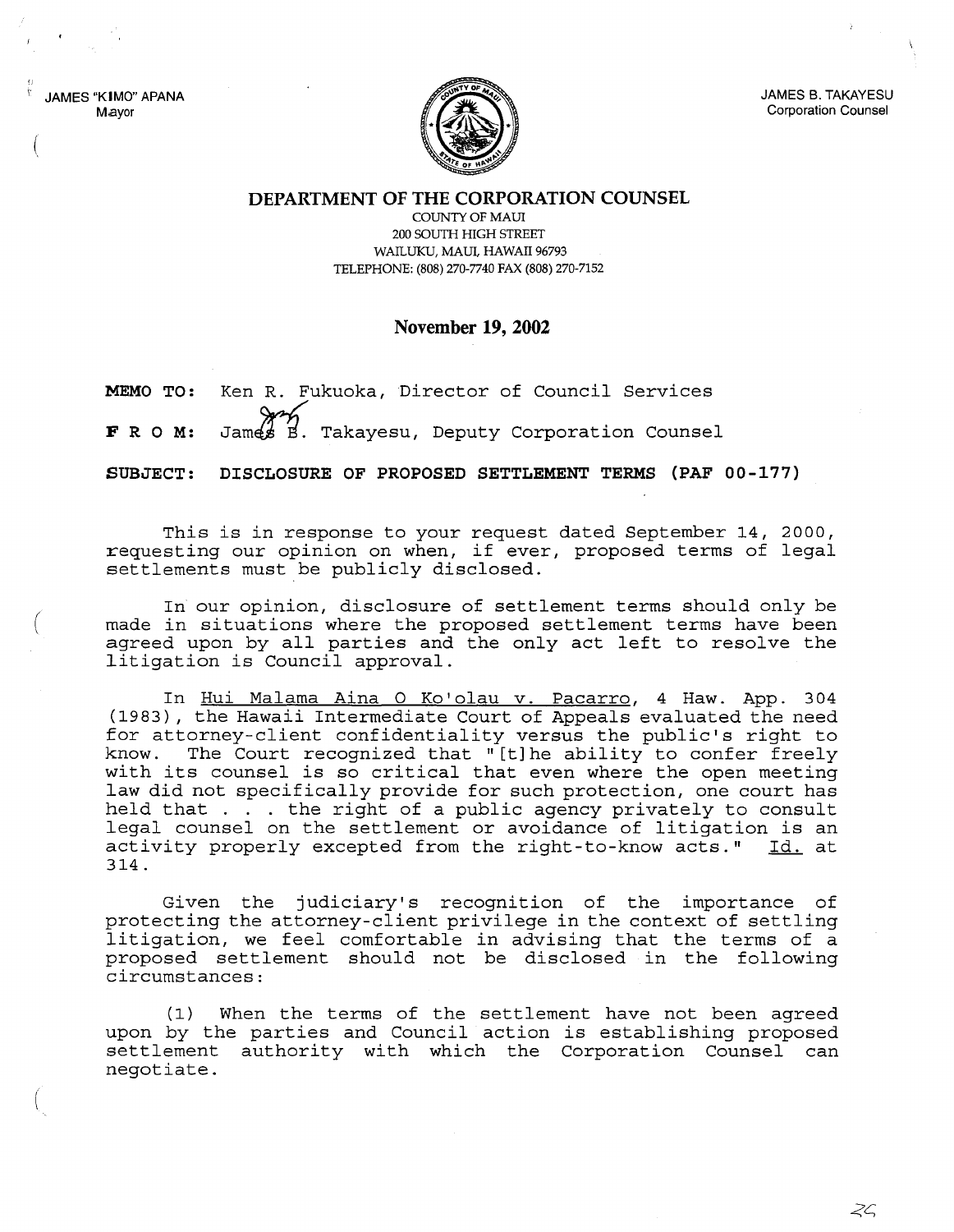JAMES "KIMO" APANA
Mayor

JAMES B. TAKAYESU
Corporation Counsel

**DEPARTMENT OF THE CORPORATION COUNSEL**
COUNTY OF MAUI
200 SOUTH HIGH STREET
WAILUKU, MAUI, HAWAII 96793
TELEPHONE: (808) 270-7740 FAX (808) 270-7152

**November 19, 2002**

**MEMO TO:** Ken R. Fukuoka, Director of Council Services

**F R O M:** James B. Takayesu, Deputy Corporation Counsel

**SUBJECT: DISCLOSURE OF PROPOSED SETTLEMENT TERMS (PAF 00-177)**

This is in response to your request dated September 14, 2000, requesting our opinion on when, if ever, proposed terms of legal settlements must be publicly disclosed.

In our opinion, disclosure of settlement terms should only be made in situations where the proposed settlement terms have been agreed upon by all parties and the only act left to resolve the litigation is Council approval.

In Hui Malama Aina O Ko'olau v. Pacarro, 4 Haw. App. 304 (1983), the Hawaii Intermediate Court of Appeals evaluated the need for attorney-client confidentiality versus the public's right to know. The Court recognized that "[t]he ability to confer freely with its counsel is so critical that even where the open meeting law did not specifically provide for such protection, one court has held that . . . the right of a public agency privately to consult legal counsel on the settlement or avoidance of litigation is an activity properly excepted from the right-to-know acts." Id. at 314.

Given the judiciary's recognition of the importance of protecting the attorney-client privilege in the context of settling litigation, we feel comfortable in advising that the terms of a proposed settlement should not be disclosed in the following circumstances:

(1) When the terms of the settlement have not been agreed upon by the parties and Council action is establishing proposed settlement authority with which the Corporation Counsel can negotiate.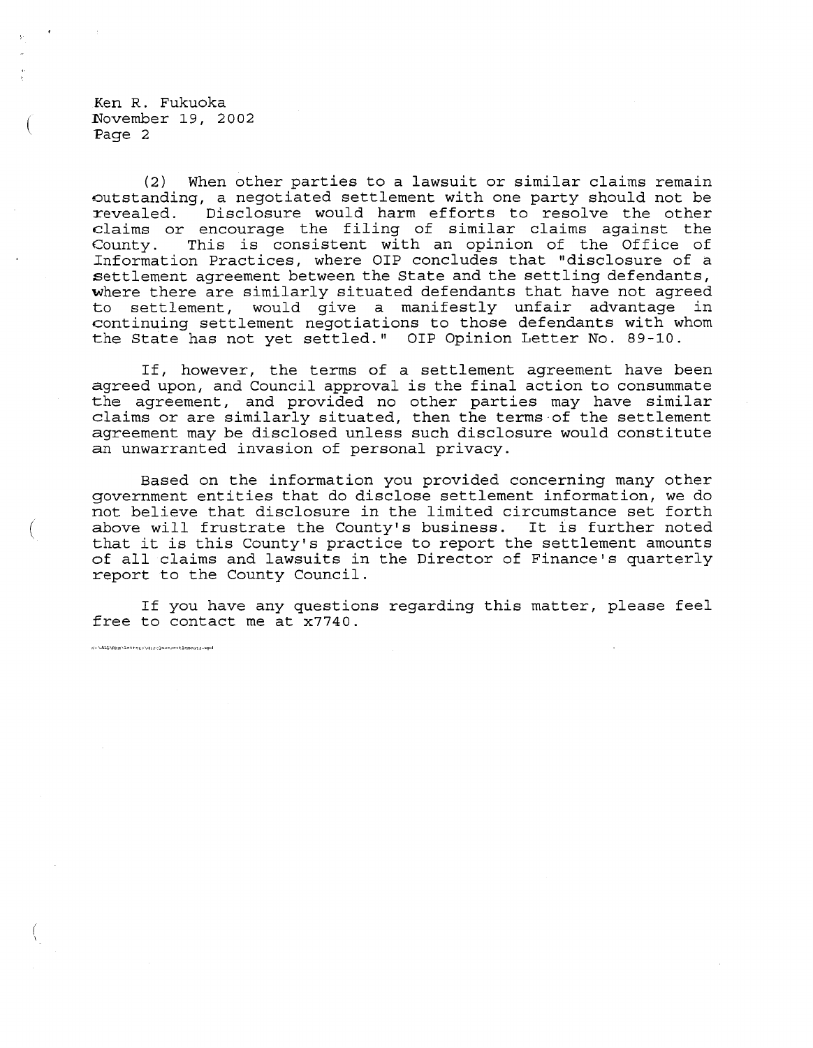Ken R. Fukuoka
November 19, 2002
Page 2

(2) When other parties to a lawsuit or similar claims remain outstanding, a negotiated settlement with one party should not be revealed. Disclosure would harm efforts to resolve the other claims or encourage the filing of similar claims against the County. This is consistent with an opinion of the Office of Information Practices, where OIP concludes that "disclosure of a settlement agreement between the State and the settling defendants, where there are similarly situated defendants that have not agreed to settlement, would give a manifestly unfair advantage in continuing settlement negotiations to those defendants with whom the State has not yet settled." OIP Opinion Letter No. 89-10.

If, however, the terms of a settlement agreement have been agreed upon, and Council approval is the final action to consummate the agreement, and provided no other parties may have similar claims or are similarly situated, then the terms of the settlement agreement may be disclosed unless such disclosure would constitute an unwarranted invasion of personal privacy.

Based on the information you provided concerning many other government entities that do disclose settlement information, we do not believe that disclosure in the limited circumstance set forth above will frustrate the County's business. It is further noted that it is this County's practice to report the settlement amounts of all claims and lawsuits in the Director of Finance's quarterly report to the County Council.

If you have any questions regarding this matter, please feel free to contact me at x7740.